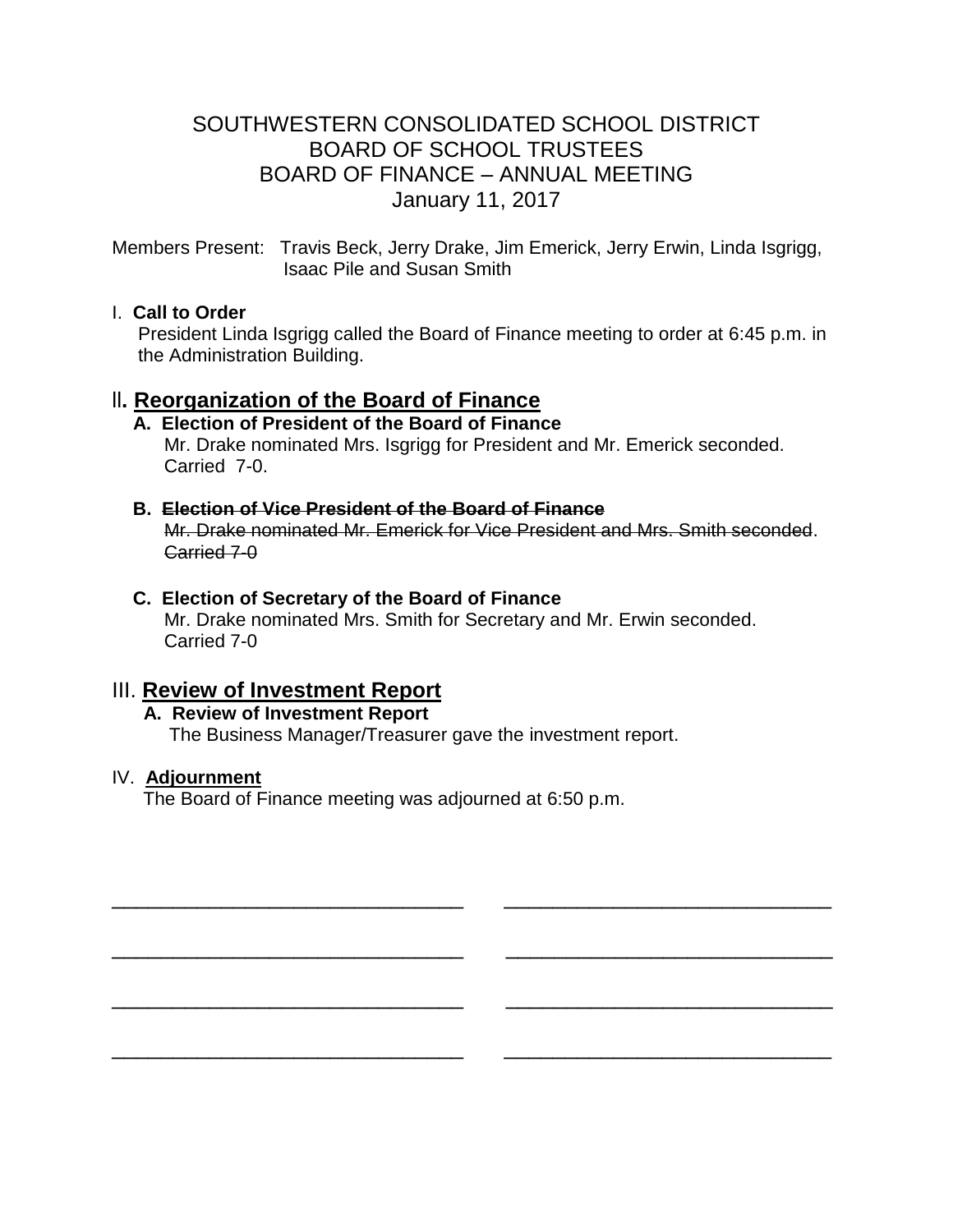# SOUTHWESTERN CONSOLIDATED SCHOOL DISTRICT
## BOARD OF SCHOOL TRUSTEES
## BOARD OF FINANCE – ANNUAL MEETING
### January 11, 2017

Members Present: Travis Beck, Jerry Drake, Jim Emerick, Jerry Erwin, Linda Isgrigg, Isaac Pile and Susan Smith

I. **Call to Order**

President Linda Isgrigg called the Board of Finance meeting to order at 6:45 p.m. in the Administration Building.

## II. Reorganization of the Board of Finance

**A. Election of President of the Board of Finance**

Mr. Drake nominated Mrs. Isgrigg for President and Mr. Emerick seconded. Carried 7-0.

**B. ~~Election of Vice President of the Board of Finance~~**

~~Mr. Drake nominated Mr. Emerick for Vice President and Mrs. Smith seconded~~. ~~Carried 7-0~~

**C. Election of Secretary of the Board of Finance**

Mr. Drake nominated Mrs. Smith for Secretary and Mr. Erwin seconded. Carried 7-0

## III. Review of Investment Report

**A. Review of Investment Report**

The Business Manager/Treasurer gave the investment report.

IV. **Adjournment**

The Board of Finance meeting was adjourned at 6:50 p.m.

\_\_\_\_\_\_\_\_\_\_\_\_\_\_\_\_\_\_\_\_\_\_\_\_\_\_\_\_\_\_ \_\_\_\_\_\_\_\_\_\_\_\_\_\_\_\_\_\_\_\_\_\_\_\_\_\_\_\_\_\_

\_\_\_\_\_\_\_\_\_\_\_\_\_\_\_\_\_\_\_\_\_\_\_\_\_\_\_\_\_\_ \_\_\_\_\_\_\_\_\_\_\_\_\_\_\_\_\_\_\_\_\_\_\_\_\_\_\_\_\_\_

\_\_\_\_\_\_\_\_\_\_\_\_\_\_\_\_\_\_\_\_\_\_\_\_\_\_\_\_\_\_ \_\_\_\_\_\_\_\_\_\_\_\_\_\_\_\_\_\_\_\_\_\_\_\_\_\_\_\_\_\_

\_\_\_\_\_\_\_\_\_\_\_\_\_\_\_\_\_\_\_\_\_\_\_\_\_\_\_\_\_\_ \_\_\_\_\_\_\_\_\_\_\_\_\_\_\_\_\_\_\_\_\_\_\_\_\_\_\_\_\_\_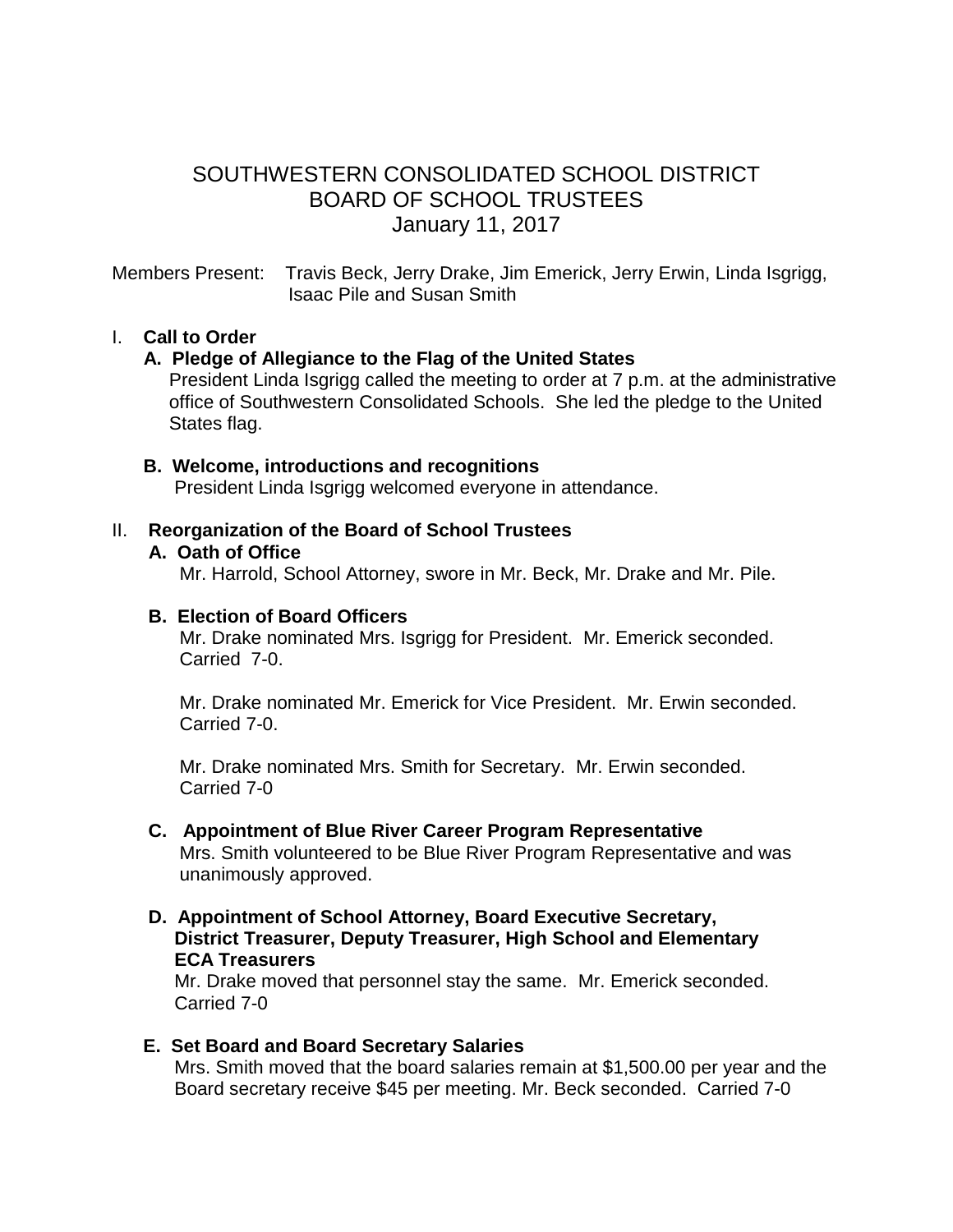# SOUTHWESTERN CONSOLIDATED SCHOOL DISTRICT
# BOARD OF SCHOOL TRUSTEES
# January 11, 2017

Members Present: Travis Beck, Jerry Drake, Jim Emerick, Jerry Erwin, Linda Isgrigg, Isaac Pile and Susan Smith

I. **Call to Order**

**A. Pledge of Allegiance to the Flag of the United States**

President Linda Isgrigg called the meeting to order at 7 p.m. at the administrative office of Southwestern Consolidated Schools. She led the pledge to the United States flag.

**B. Welcome, introductions and recognitions**

President Linda Isgrigg welcomed everyone in attendance.

II. **Reorganization of the Board of School Trustees**

**A. Oath of Office**

Mr. Harrold, School Attorney, swore in Mr. Beck, Mr. Drake and Mr. Pile.

**B. Election of Board Officers**

Mr. Drake nominated Mrs. Isgrigg for President. Mr. Emerick seconded. Carried 7-0.

Mr. Drake nominated Mr. Emerick for Vice President. Mr. Erwin seconded. Carried 7-0.

Mr. Drake nominated Mrs. Smith for Secretary. Mr. Erwin seconded. Carried 7-0

**C. Appointment of Blue River Career Program Representative**

Mrs. Smith volunteered to be Blue River Program Representative and was unanimously approved.

**D. Appointment of School Attorney, Board Executive Secretary, District Treasurer, Deputy Treasurer, High School and Elementary ECA Treasurers**

Mr. Drake moved that personnel stay the same. Mr. Emerick seconded. Carried 7-0

**E. Set Board and Board Secretary Salaries**

Mrs. Smith moved that the board salaries remain at $1,500.00 per year and the Board secretary receive $45 per meeting. Mr. Beck seconded. Carried 7-0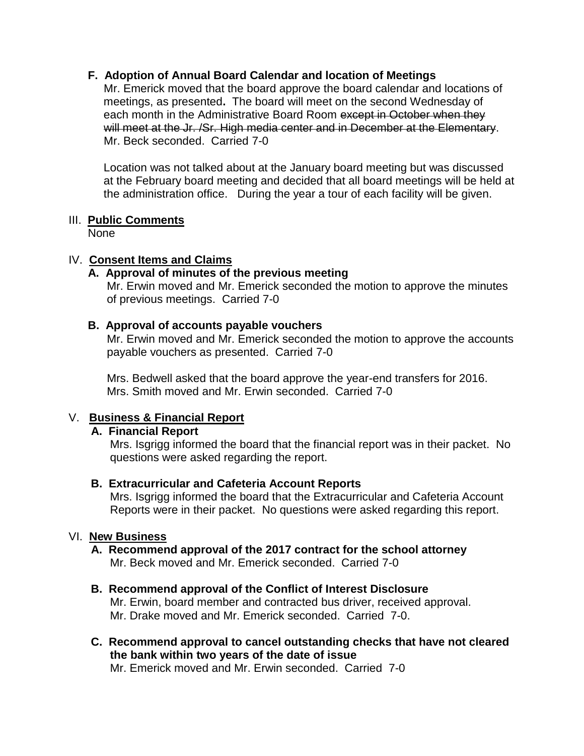**F. Adoption of Annual Board Calendar and location of Meetings**

Mr. Emerick moved that the board approve the board calendar and locations of meetings, as presented**.** The board will meet on the second Wednesday of each month in the Administrative Board Room ~~except in October when they will meet at the Jr. /Sr. High media center and in December at the Elementary~~. Mr. Beck seconded. Carried 7-0

Location was not talked about at the January board meeting but was discussed at the February board meeting and decided that all board meetings will be held at the administration office. During the year a tour of each facility will be given.

III. **Public Comments**

None

IV. **Consent Items and Claims**

**A. Approval of minutes of the previous meeting**

Mr. Erwin moved and Mr. Emerick seconded the motion to approve the minutes of previous meetings. Carried 7-0

**B. Approval of accounts payable vouchers**

Mr. Erwin moved and Mr. Emerick seconded the motion to approve the accounts payable vouchers as presented. Carried 7-0

Mrs. Bedwell asked that the board approve the year-end transfers for 2016. Mrs. Smith moved and Mr. Erwin seconded. Carried 7-0

V. **Business & Financial Report**

**A. Financial Report**

Mrs. Isgrigg informed the board that the financial report was in their packet. No questions were asked regarding the report.

**B. Extracurricular and Cafeteria Account Reports**

Mrs. Isgrigg informed the board that the Extracurricular and Cafeteria Account Reports were in their packet. No questions were asked regarding this report.

VI. **New Business**

**A. Recommend approval of the 2017 contract for the school attorney**

Mr. Beck moved and Mr. Emerick seconded. Carried 7-0

**B. Recommend approval of the Conflict of Interest Disclosure**

Mr. Erwin, board member and contracted bus driver, received approval. Mr. Drake moved and Mr. Emerick seconded. Carried 7-0.

**C. Recommend approval to cancel outstanding checks that have not cleared the bank within two years of the date of issue**

Mr. Emerick moved and Mr. Erwin seconded. Carried 7-0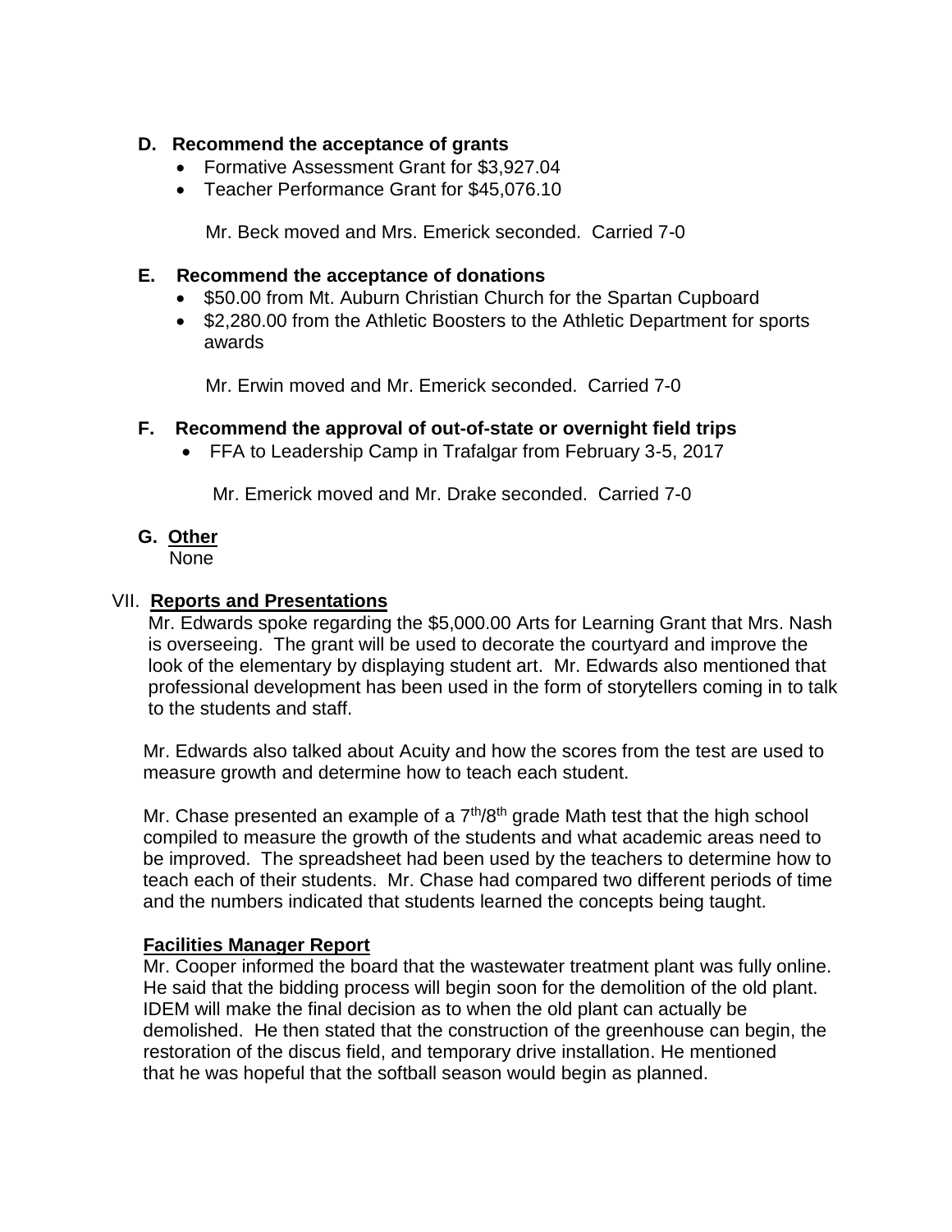**D. Recommend the acceptance of grants**

- Formative Assessment Grant for $3,927.04
- Teacher Performance Grant for $45,076.10

Mr. Beck moved and Mrs. Emerick seconded. Carried 7-0

**E. Recommend the acceptance of donations**

- $50.00 from Mt. Auburn Christian Church for the Spartan Cupboard
- $2,280.00 from the Athletic Boosters to the Athletic Department for sports awards

Mr. Erwin moved and Mr. Emerick seconded. Carried 7-0

**F. Recommend the approval of out-of-state or overnight field trips**

- FFA to Leadership Camp in Trafalgar from February 3-5, 2017

Mr. Emerick moved and Mr. Drake seconded. Carried 7-0

**G. Other**

None

VII. **Reports and Presentations**

Mr. Edwards spoke regarding the $5,000.00 Arts for Learning Grant that Mrs. Nash is overseeing. The grant will be used to decorate the courtyard and improve the look of the elementary by displaying student art. Mr. Edwards also mentioned that professional development has been used in the form of storytellers coming in to talk to the students and staff.

Mr. Edwards also talked about Acuity and how the scores from the test are used to measure growth and determine how to teach each student.

Mr. Chase presented an example of a 7th/8th grade Math test that the high school compiled to measure the growth of the students and what academic areas need to be improved. The spreadsheet had been used by the teachers to determine how to teach each of their students. Mr. Chase had compared two different periods of time and the numbers indicated that students learned the concepts being taught.

**Facilities Manager Report**

Mr. Cooper informed the board that the wastewater treatment plant was fully online. He said that the bidding process will begin soon for the demolition of the old plant. IDEM will make the final decision as to when the old plant can actually be demolished. He then stated that the construction of the greenhouse can begin, the restoration of the discus field, and temporary drive installation. He mentioned that he was hopeful that the softball season would begin as planned.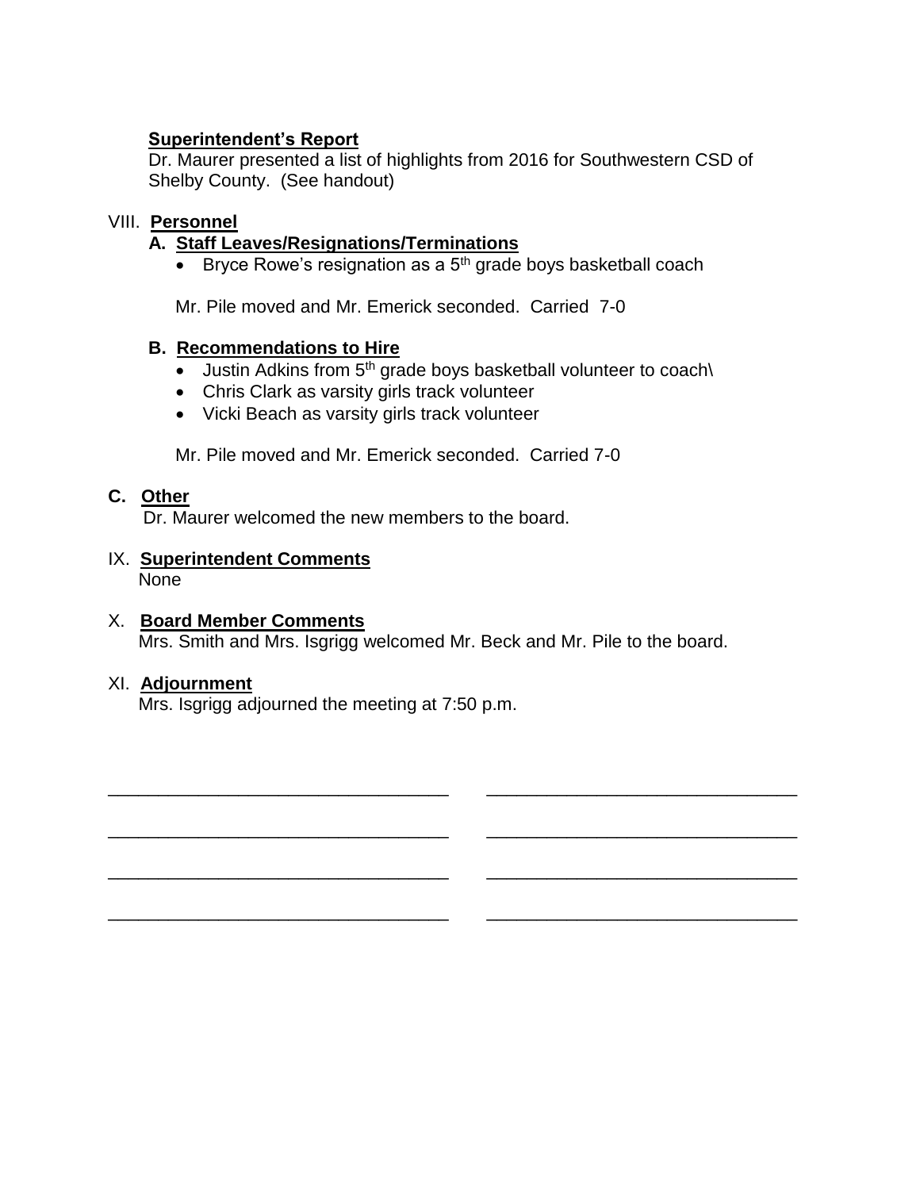**Superintendent's Report**

Dr. Maurer presented a list of highlights from 2016 for Southwestern CSD of Shelby County. (See handout)

VIII. **Personnel**

**A. Staff Leaves/Resignations/Terminations**

- Bryce Rowe's resignation as a 5th grade boys basketball coach

Mr. Pile moved and Mr. Emerick seconded. Carried 7-0

**B. Recommendations to Hire**

- Justin Adkins from 5th grade boys basketball volunteer to coach\
- Chris Clark as varsity girls track volunteer
- Vicki Beach as varsity girls track volunteer

Mr. Pile moved and Mr. Emerick seconded. Carried 7-0

**C. Other**

Dr. Maurer welcomed the new members to the board.

IX. **Superintendent Comments**

None

X. **Board Member Comments**

Mrs. Smith and Mrs. Isgrigg welcomed Mr. Beck and Mr. Pile to the board.

XI. **Adjournment**

Mrs. Isgrigg adjourned the meeting at 7:50 p.m.

\_\_\_\_\_\_\_\_\_\_\_\_\_\_\_\_\_\_\_\_\_\_\_\_\_\_\_\_\_\_\_\_ \_\_\_\_\_\_\_\_\_\_\_\_\_\_\_\_\_\_\_\_\_\_\_\_\_\_\_\_\_\_\_\_

\_\_\_\_\_\_\_\_\_\_\_\_\_\_\_\_\_\_\_\_\_\_\_\_\_\_\_\_\_\_\_\_ \_\_\_\_\_\_\_\_\_\_\_\_\_\_\_\_\_\_\_\_\_\_\_\_\_\_\_\_\_\_\_\_

\_\_\_\_\_\_\_\_\_\_\_\_\_\_\_\_\_\_\_\_\_\_\_\_\_\_\_\_\_\_\_\_ \_\_\_\_\_\_\_\_\_\_\_\_\_\_\_\_\_\_\_\_\_\_\_\_\_\_\_\_\_\_\_\_

\_\_\_\_\_\_\_\_\_\_\_\_\_\_\_\_\_\_\_\_\_\_\_\_\_\_\_\_\_\_\_\_ \_\_\_\_\_\_\_\_\_\_\_\_\_\_\_\_\_\_\_\_\_\_\_\_\_\_\_\_\_\_\_\_